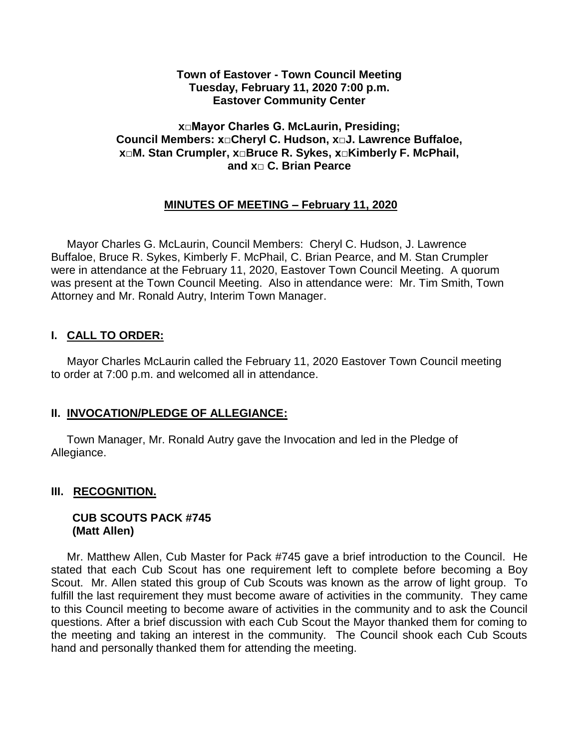**Town of Eastover - Town Council Meeting**
**Tuesday, February 11, 2020 7:00 p.m.**
**Eastover Community Center**

**x□Mayor Charles G. McLaurin, Presiding;**
**Council Members: x□Cheryl C. Hudson, x□J. Lawrence Buffaloe, x□M. Stan Crumpler, x□Bruce R. Sykes, x□Kimberly F. McPhail, and x□ C. Brian Pearce**

## MINUTES OF MEETING – February 11, 2020

Mayor Charles G. McLaurin, Council Members: Cheryl C. Hudson, J. Lawrence Buffaloe, Bruce R. Sykes, Kimberly F. McPhail, C. Brian Pearce, and M. Stan Crumpler were in attendance at the February 11, 2020, Eastover Town Council Meeting. A quorum was present at the Town Council Meeting. Also in attendance were: Mr. Tim Smith, Town Attorney and Mr. Ronald Autry, Interim Town Manager.

## I. CALL TO ORDER:

Mayor Charles McLaurin called the February 11, 2020 Eastover Town Council meeting to order at 7:00 p.m. and welcomed all in attendance.

## II. INVOCATION/PLEDGE OF ALLEGIANCE:

Town Manager, Mr. Ronald Autry gave the Invocation and led in the Pledge of Allegiance.

## III. RECOGNITION.

**CUB SCOUTS PACK #745**
**(Matt Allen)**

Mr. Matthew Allen, Cub Master for Pack #745 gave a brief introduction to the Council. He stated that each Cub Scout has one requirement left to complete before becoming a Boy Scout. Mr. Allen stated this group of Cub Scouts was known as the arrow of light group. To fulfill the last requirement they must become aware of activities in the community. They came to this Council meeting to become aware of activities in the community and to ask the Council questions. After a brief discussion with each Cub Scout the Mayor thanked them for coming to the meeting and taking an interest in the community. The Council shook each Cub Scouts hand and personally thanked them for attending the meeting.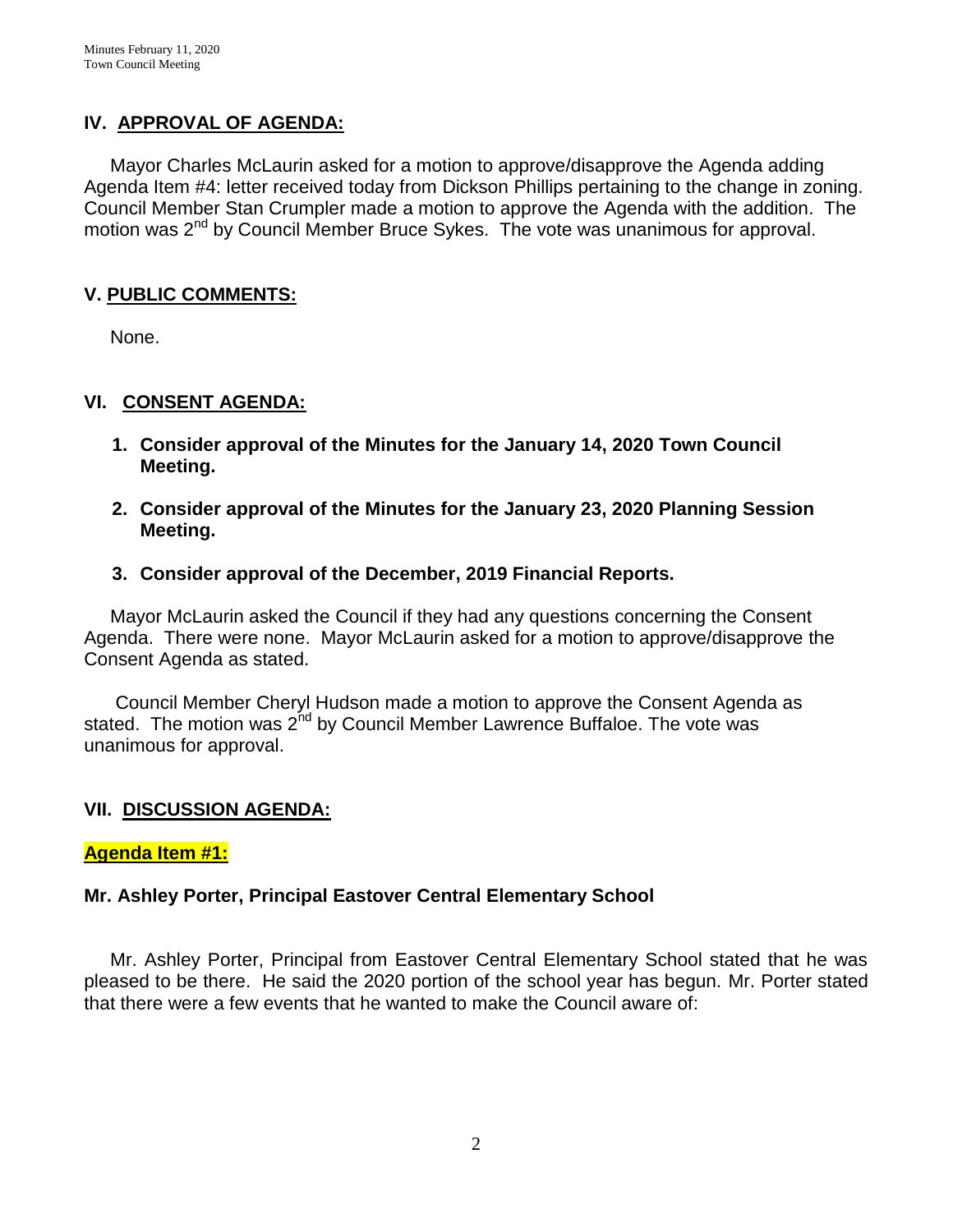## IV. APPROVAL OF AGENDA:

Mayor Charles McLaurin asked for a motion to approve/disapprove the Agenda adding Agenda Item #4: letter received today from Dickson Phillips pertaining to the change in zoning. Council Member Stan Crumpler made a motion to approve the Agenda with the addition. The motion was 2nd by Council Member Bruce Sykes. The vote was unanimous for approval.

## V. PUBLIC COMMENTS:

None.

## VI. CONSENT AGENDA:

1. **Consider approval of the Minutes for the January 14, 2020 Town Council Meeting.**

2. **Consider approval of the Minutes for the January 23, 2020 Planning Session Meeting.**

3. **Consider approval of the December, 2019 Financial Reports.**

Mayor McLaurin asked the Council if they had any questions concerning the Consent Agenda. There were none. Mayor McLaurin asked for a motion to approve/disapprove the Consent Agenda as stated.

Council Member Cheryl Hudson made a motion to approve the Consent Agenda as stated. The motion was 2nd by Council Member Lawrence Buffaloe. The vote was unanimous for approval.

## VII. DISCUSSION AGENDA:

**Agenda Item #1:**

**Mr. Ashley Porter, Principal Eastover Central Elementary School**

Mr. Ashley Porter, Principal from Eastover Central Elementary School stated that he was pleased to be there. He said the 2020 portion of the school year has begun. Mr. Porter stated that there were a few events that he wanted to make the Council aware of: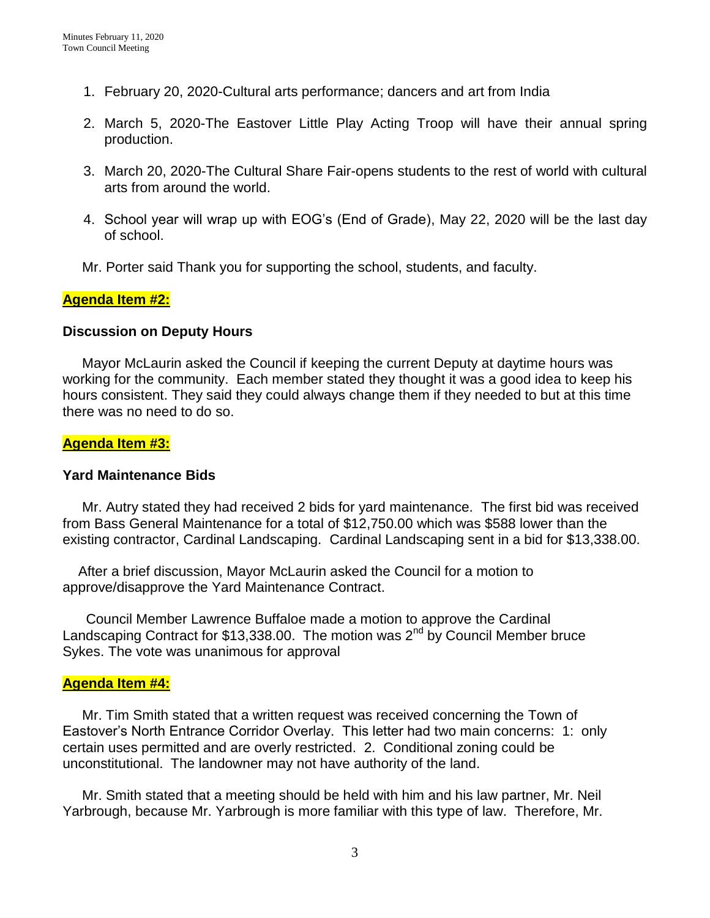1. February 20, 2020-Cultural arts performance; dancers and art from India
2. March 5, 2020-The Eastover Little Play Acting Troop will have their annual spring production.
3. March 20, 2020-The Cultural Share Fair-opens students to the rest of world with cultural arts from around the world.
4. School year will wrap up with EOG's (End of Grade), May 22, 2020 will be the last day of school.

Mr. Porter said Thank you for supporting the school, students, and faculty.

**Agenda Item #2:**

**Discussion on Deputy Hours**

Mayor McLaurin asked the Council if keeping the current Deputy at daytime hours was working for the community. Each member stated they thought it was a good idea to keep his hours consistent. They said they could always change them if they needed to but at this time there was no need to do so.

**Agenda Item #3:**

**Yard Maintenance Bids**

Mr. Autry stated they had received 2 bids for yard maintenance. The first bid was received from Bass General Maintenance for a total of $12,750.00 which was $588 lower than the existing contractor, Cardinal Landscaping. Cardinal Landscaping sent in a bid for $13,338.00.

After a brief discussion, Mayor McLaurin asked the Council for a motion to approve/disapprove the Yard Maintenance Contract.

Council Member Lawrence Buffaloe made a motion to approve the Cardinal Landscaping Contract for $13,338.00. The motion was 2nd by Council Member bruce Sykes. The vote was unanimous for approval

**Agenda Item #4:**

Mr. Tim Smith stated that a written request was received concerning the Town of Eastover's North Entrance Corridor Overlay. This letter had two main concerns: 1: only certain uses permitted and are overly restricted. 2. Conditional zoning could be unconstitutional. The landowner may not have authority of the land.

Mr. Smith stated that a meeting should be held with him and his law partner, Mr. Neil Yarbrough, because Mr. Yarbrough is more familiar with this type of law. Therefore, Mr.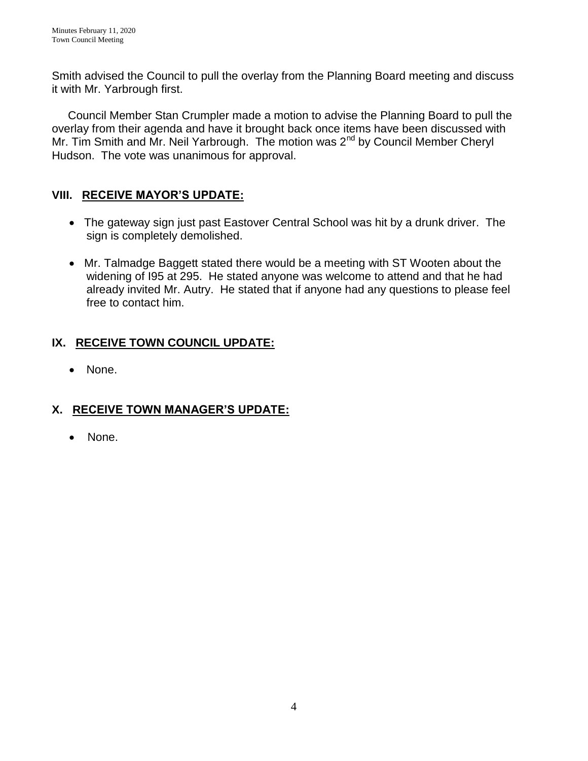Smith advised the Council to pull the overlay from the Planning Board meeting and discuss it with Mr. Yarbrough first.

Council Member Stan Crumpler made a motion to advise the Planning Board to pull the overlay from their agenda and have it brought back once items have been discussed with Mr. Tim Smith and Mr. Neil Yarbrough. The motion was 2nd by Council Member Cheryl Hudson. The vote was unanimous for approval.

## VIII. RECEIVE MAYOR'S UPDATE:

- The gateway sign just past Eastover Central School was hit by a drunk driver. The sign is completely demolished.
- Mr. Talmadge Baggett stated there would be a meeting with ST Wooten about the widening of I95 at 295. He stated anyone was welcome to attend and that he had already invited Mr. Autry. He stated that if anyone had any questions to please feel free to contact him.

## IX. RECEIVE TOWN COUNCIL UPDATE:

- None.

## X. RECEIVE TOWN MANAGER'S UPDATE:

- None.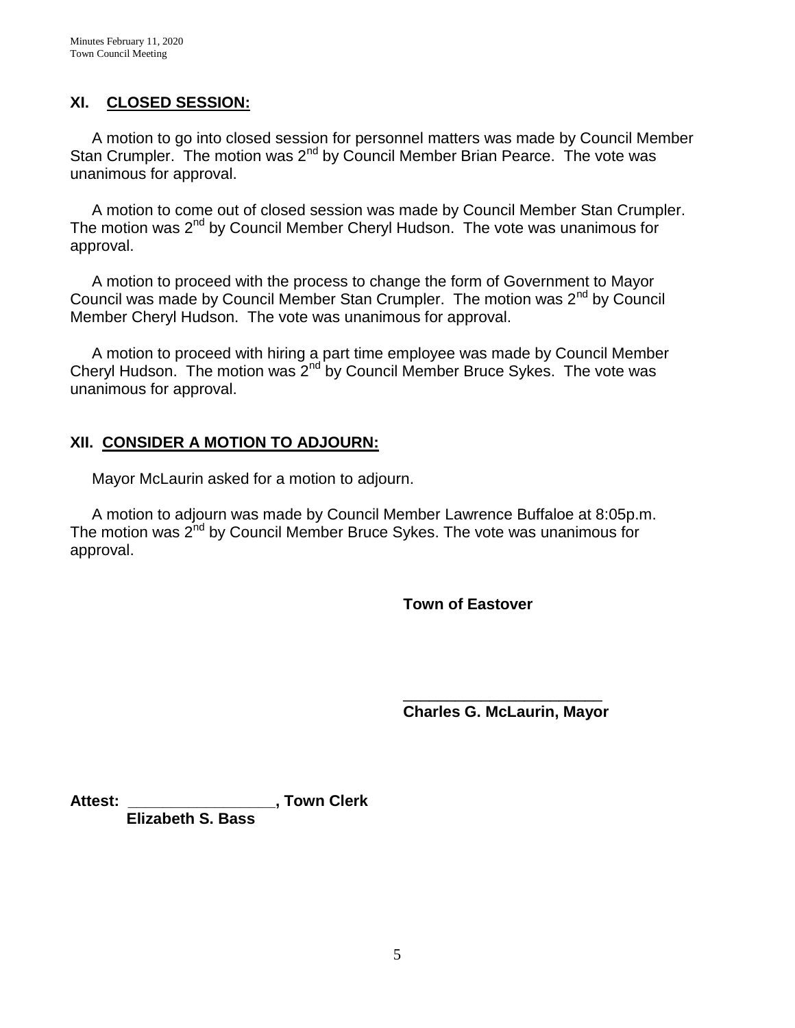## XI. CLOSED SESSION:

A motion to go into closed session for personnel matters was made by Council Member Stan Crumpler. The motion was 2nd by Council Member Brian Pearce. The vote was unanimous for approval.

A motion to come out of closed session was made by Council Member Stan Crumpler. The motion was 2nd by Council Member Cheryl Hudson. The vote was unanimous for approval.

A motion to proceed with the process to change the form of Government to Mayor Council was made by Council Member Stan Crumpler. The motion was 2nd by Council Member Cheryl Hudson. The vote was unanimous for approval.

A motion to proceed with hiring a part time employee was made by Council Member Cheryl Hudson. The motion was 2nd by Council Member Bruce Sykes. The vote was unanimous for approval.

## XII. CONSIDER A MOTION TO ADJOURN:

Mayor McLaurin asked for a motion to adjourn.

A motion to adjourn was made by Council Member Lawrence Buffaloe at 8:05p.m. The motion was 2nd by Council Member Bruce Sykes. The vote was unanimous for approval.

**Town of Eastover**

______________________
**Charles G. McLaurin, Mayor**

**Attest: ________________, Town Clerk**
**Elizabeth S. Bass**